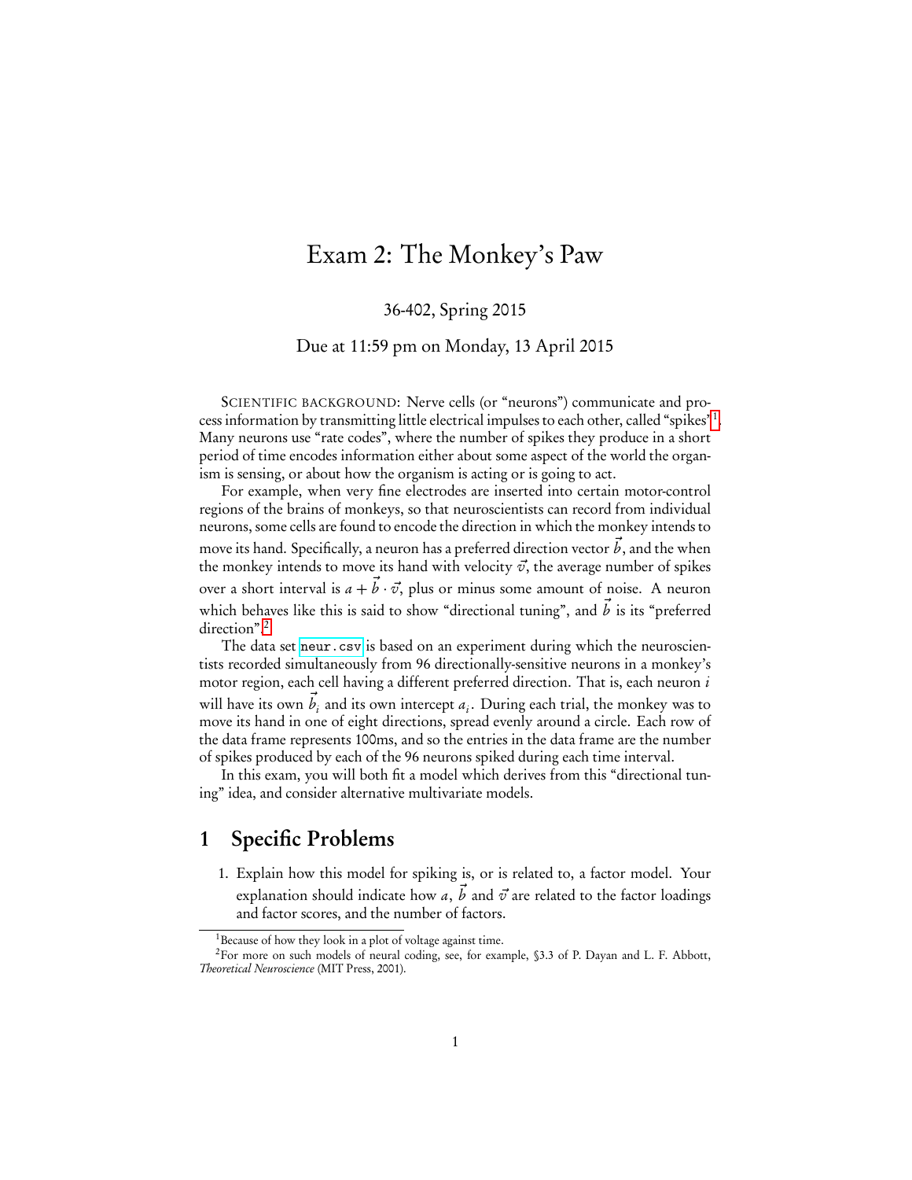# Exam 2: The Monkey's Paw

36-402, Spring 2015

Due at 11:59 pm on Monday, 13 April 2015

SCIENTIFIC BACKGROUND: Nerve cells (or "neurons") communicate and process information by transmitting little electrical impulses to each other, called "spikes"[1]. Many neurons use "rate codes", where the number of spikes they produce in a short period of time encodes information either about some aspect of the world the organism is sensing, or about how the organism is acting or is going to act.

For example, when very fine electrodes are inserted into certain motor-control regions of the brains of monkeys, so that neuroscientists can record from individual neurons, some cells are found to encode the direction in which the monkey intends to move its hand. Specifically, a neuron has a preferred direction vector $\vec{b}$, and the when the monkey intends to move its hand with velocity $\vec{v}$, the average number of spikes over a short interval is $a + \vec{b} \cdot \vec{v}$, plus or minus some amount of noise. A neuron which behaves like this is said to show "directional tuning", and $\vec{b}$ is its "preferred direction".[2]

The data set neur.csv is based on an experiment during which the neuroscientists recorded simultaneously from 96 directionally-sensitive neurons in a monkey's motor region, each cell having a different preferred direction. That is, each neuron $i$ will have its own $\vec{b}_i$ and its own intercept $a_i$. During each trial, the monkey was to move its hand in one of eight directions, spread evenly around a circle. Each row of the data frame represents 100ms, and so the entries in the data frame are the number of spikes produced by each of the 96 neurons spiked during each time interval.

In this exam, you will both fit a model which derives from this "directional tuning" idea, and consider alternative multivariate models.

## 1 Specific Problems

1. Explain how this model for spiking is, or is related to, a factor model. Your explanation should indicate how $a$, $\vec{b}$ and $\vec{v}$ are related to the factor loadings and factor scores, and the number of factors.

[1] Because of how they look in a plot of voltage against time.

[2] For more on such models of neural coding, see, for example, §3.3 of P. Dayan and L. F. Abbott, *Theoretical Neuroscience* (MIT Press, 2001).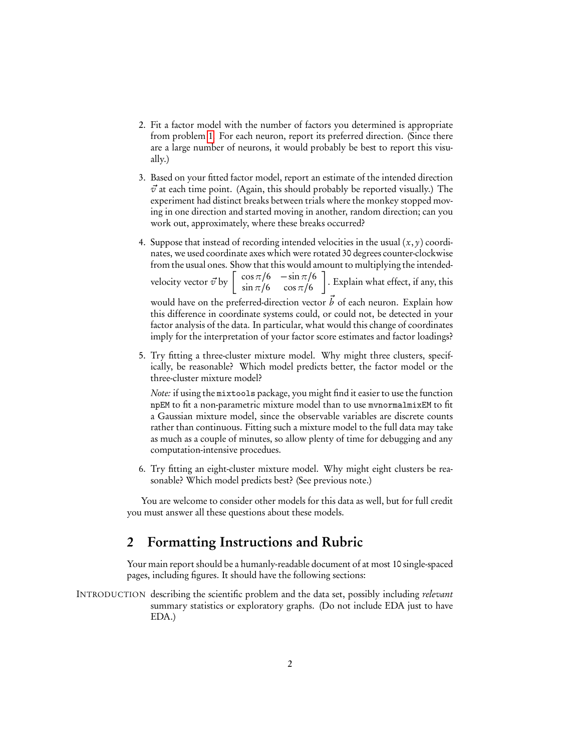2. Fit a factor model with the number of factors you determined is appropriate from problem 1. For each neuron, report its preferred direction. (Since there are a large number of neurons, it would probably be best to report this visually.)

3. Based on your fitted factor model, report an estimate of the intended direction $\vec{v}$ at each time point. (Again, this should probably be reported visually.) The experiment had distinct breaks between trials where the monkey stopped moving in one direction and started moving in another, random direction; can you work out, approximately, where these breaks occurred?

4. Suppose that instead of recording intended velocities in the usual $(x, y)$ coordinates, we used coordinate axes which were rotated 30 degrees counter-clockwise from the usual ones. Show that this would amount to multiplying the intended-velocity vector $\vec{v}$ by $\left[ \begin{array}{cc} \cos \pi/6 & -\sin \pi/6 \\ \sin \pi/6 & \cos \pi/6 \end{array} \right]$. Explain what effect, if any, this would have on the preferred-direction vector $\vec{b}$ of each neuron. Explain how this difference in coordinate systems could, or could not, be detected in your factor analysis of the data. In particular, what would this change of coordinates imply for the interpretation of your factor score estimates and factor loadings?

5. Try fitting a three-cluster mixture model. Why might three clusters, specifically, be reasonable? Which model predicts better, the factor model or the three-cluster mixture model?

   *Note:* if using the `mixtools` package, you might find it easier to use the function `npEM` to fit a non-parametric mixture model than to use `mvnormalmixEM` to fit a Gaussian mixture model, since the observable variables are discrete counts rather than continuous. Fitting such a mixture model to the full data may take as much as a couple of minutes, so allow plenty of time for debugging and any computation-intensive procedues.

6. Try fitting an eight-cluster mixture model. Why might eight clusters be reasonable? Which model predicts best? (See previous note.)

You are welcome to consider other models for this data as well, but for full credit you must answer all these questions about these models.

## 2 Formatting Instructions and Rubric

Your main report should be a humanly-readable document of at most 10 single-spaced pages, including figures. It should have the following sections:

INTRODUCTION describing the scientific problem and the data set, possibly including *relevant* summary statistics or exploratory graphs. (Do not include EDA just to have EDA.)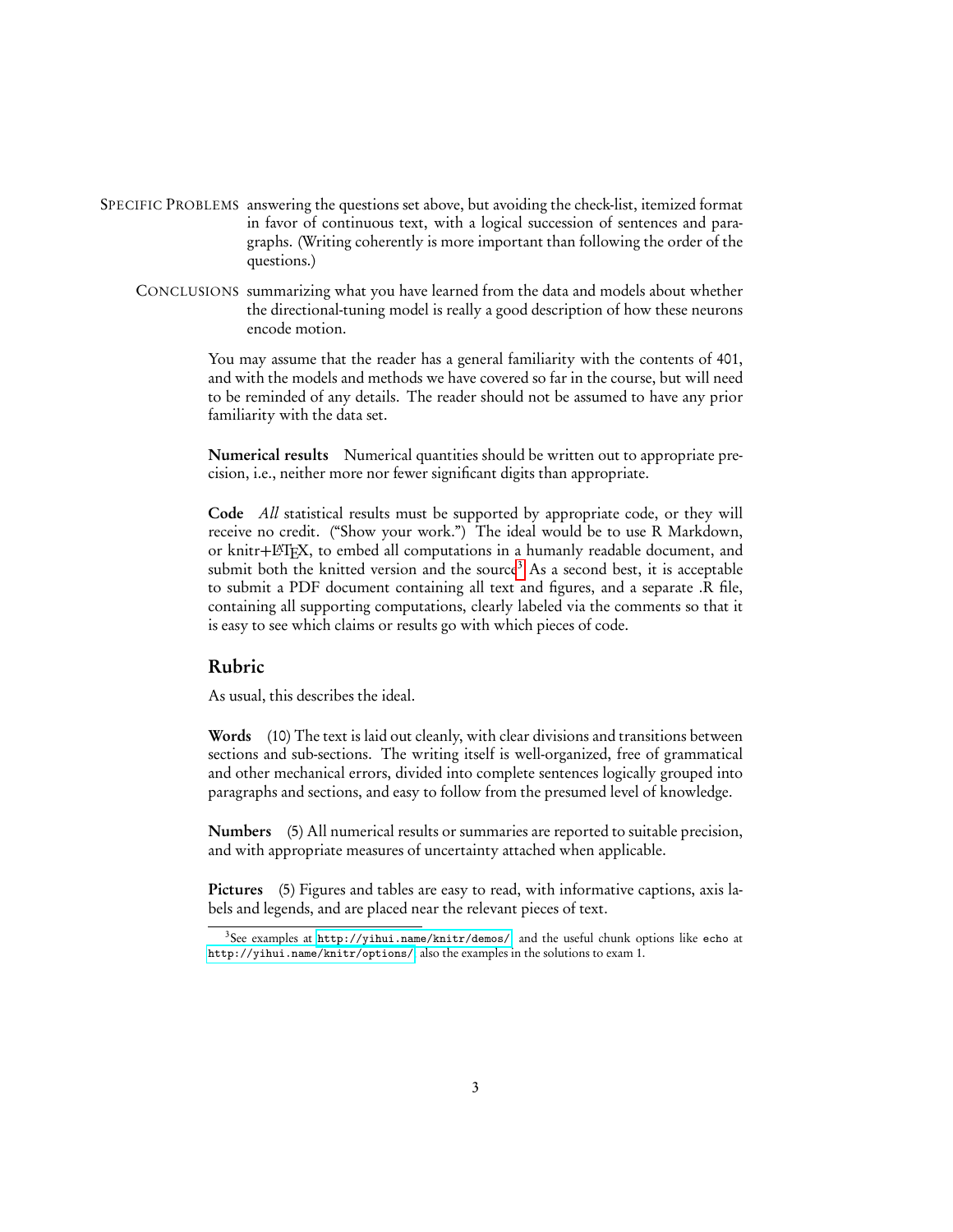SPECIFIC PROBLEMS answering the questions set above, but avoiding the check-list, itemized format in favor of continuous text, with a logical succession of sentences and paragraphs. (Writing coherently is more important than following the order of the questions.)

CONCLUSIONS summarizing what you have learned from the data and models about whether the directional-tuning model is really a good description of how these neurons encode motion.

You may assume that the reader has a general familiarity with the contents of 401, and with the models and methods we have covered so far in the course, but will need to be reminded of any details. The reader should not be assumed to have any prior familiarity with the data set.

**Numerical results** Numerical quantities should be written out to appropriate precision, i.e., neither more nor fewer significant digits than appropriate.

**Code** *All* statistical results must be supported by appropriate code, or they will receive no credit. ("Show your work.") The ideal would be to use R Markdown, or knitr+LaTeX, to embed all computations in a humanly readable document, and submit both the knitted version and the source[3] As a second best, it is acceptable to submit a PDF document containing all text and figures, and a separate .R file, containing all supporting computations, clearly labeled via the comments so that it is easy to see which claims or results go with which pieces of code.

## Rubric

As usual, this describes the ideal.

**Words** (10) The text is laid out cleanly, with clear divisions and transitions between sections and sub-sections. The writing itself is well-organized, free of grammatical and other mechanical errors, divided into complete sentences logically grouped into paragraphs and sections, and easy to follow from the presumed level of knowledge.

**Numbers** (5) All numerical results or summaries are reported to suitable precision, and with appropriate measures of uncertainty attached when applicable.

**Pictures** (5) Figures and tables are easy to read, with informative captions, axis labels and legends, and are placed near the relevant pieces of text.

[3] See examples at `http://yihui.name/knitr/demos/` and the useful chunk options like `echo` at `http://yihui.name/knitr/options/` also the examples in the solutions to exam 1.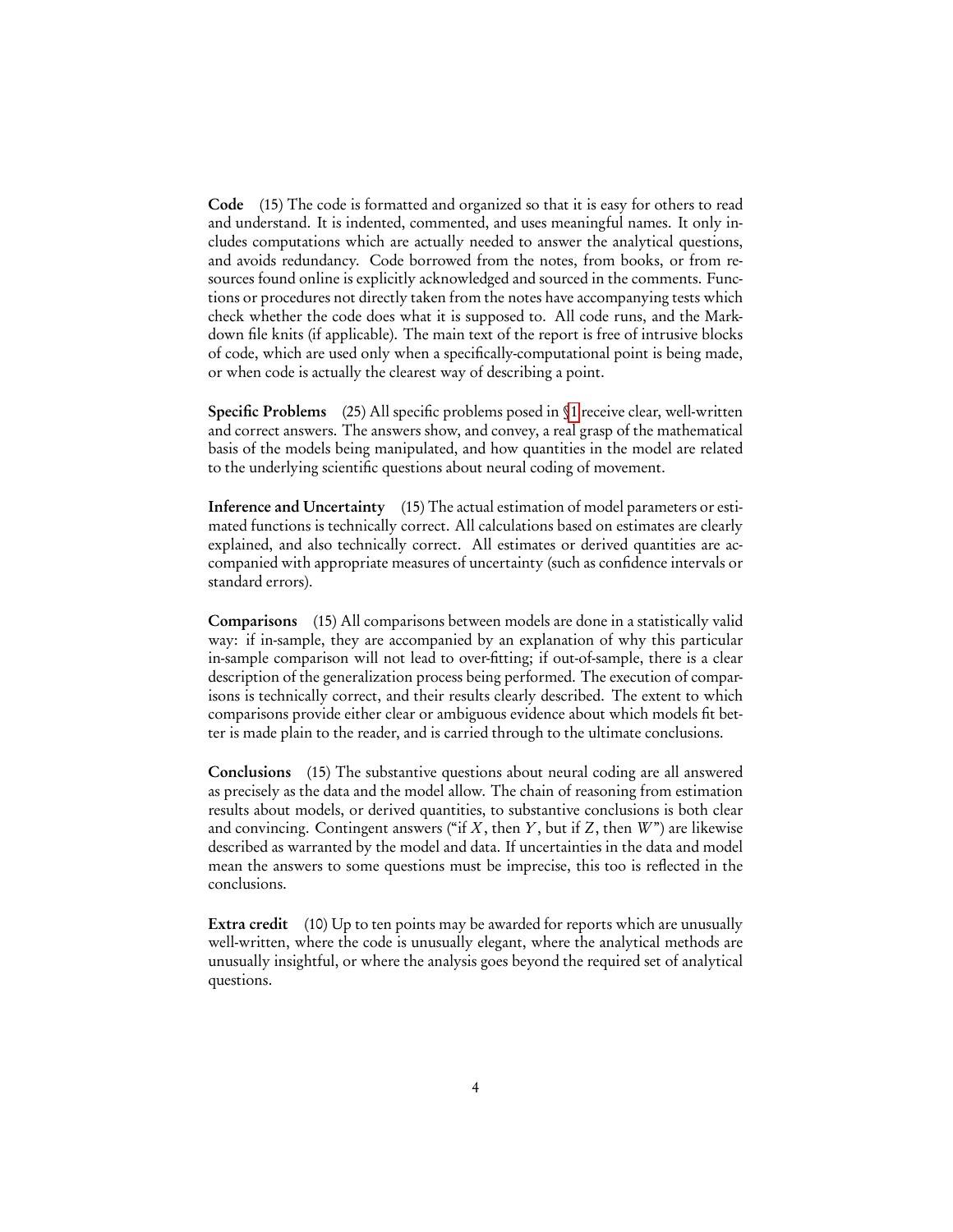**Code** (15) The code is formatted and organized so that it is easy for others to read and understand. It is indented, commented, and uses meaningful names. It only includes computations which are actually needed to answer the analytical questions, and avoids redundancy. Code borrowed from the notes, from books, or from resources found online is explicitly acknowledged and sourced in the comments. Functions or procedures not directly taken from the notes have accompanying tests which check whether the code does what it is supposed to. All code runs, and the Markdown file knits (if applicable). The main text of the report is free of intrusive blocks of code, which are used only when a specifically-computational point is being made, or when code is actually the clearest way of describing a point.

**Specific Problems** (25) All specific problems posed in §1 receive clear, well-written and correct answers. The answers show, and convey, a real grasp of the mathematical basis of the models being manipulated, and how quantities in the model are related to the underlying scientific questions about neural coding of movement.

**Inference and Uncertainty** (15) The actual estimation of model parameters or estimated functions is technically correct. All calculations based on estimates are clearly explained, and also technically correct. All estimates or derived quantities are accompanied with appropriate measures of uncertainty (such as confidence intervals or standard errors).

**Comparisons** (15) All comparisons between models are done in a statistically valid way: if in-sample, they are accompanied by an explanation of why this particular in-sample comparison will not lead to over-fitting; if out-of-sample, there is a clear description of the generalization process being performed. The execution of comparisons is technically correct, and their results clearly described. The extent to which comparisons provide either clear or ambiguous evidence about which models fit better is made plain to the reader, and is carried through to the ultimate conclusions.

**Conclusions** (15) The substantive questions about neural coding are all answered as precisely as the data and the model allow. The chain of reasoning from estimation results about models, or derived quantities, to substantive conclusions is both clear and convincing. Contingent answers ("if $X$, then $Y$, but if $Z$, then $W$") are likewise described as warranted by the model and data. If uncertainties in the data and model mean the answers to some questions must be imprecise, this too is reflected in the conclusions.

**Extra credit** (10) Up to ten points may be awarded for reports which are unusually well-written, where the code is unusually elegant, where the analytical methods are unusually insightful, or where the analysis goes beyond the required set of analytical questions.